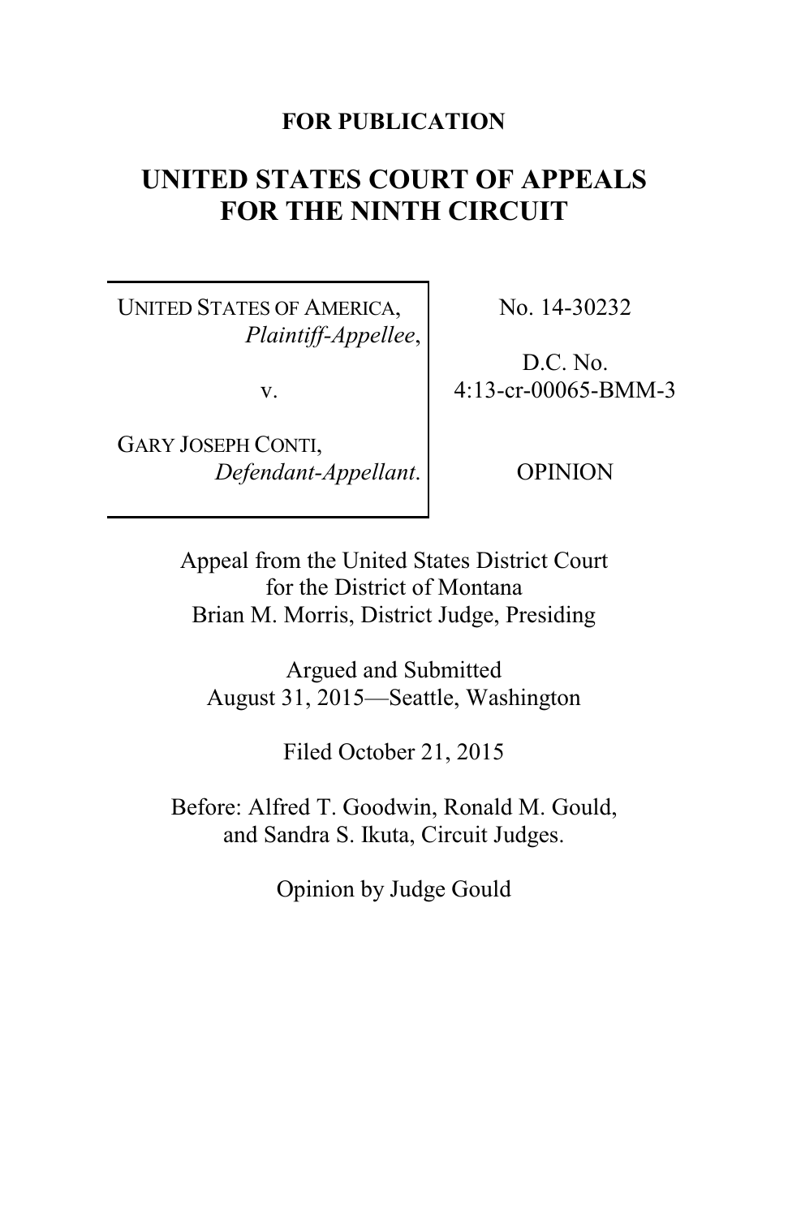**FOR PUBLICATION**

# UNITED STATES COURT OF APPEALS FOR THE NINTH CIRCUIT

| | |
|---|---|
| UNITED STATES OF AMERICA, *Plaintiff-Appellee*, <br> v. <br> GARY JOSEPH CONTI, *Defendant-Appellant*. | No. 14-30232 <br> D.C. No. 4:13-cr-00065-BMM-3 <br> OPINION |

Appeal from the United States District Court for the District of Montana
Brian M. Morris, District Judge, Presiding

Argued and Submitted
August 31, 2015—Seattle, Washington

Filed October 21, 2015

Before: Alfred T. Goodwin, Ronald M. Gould, and Sandra S. Ikuta, Circuit Judges.

Opinion by Judge Gould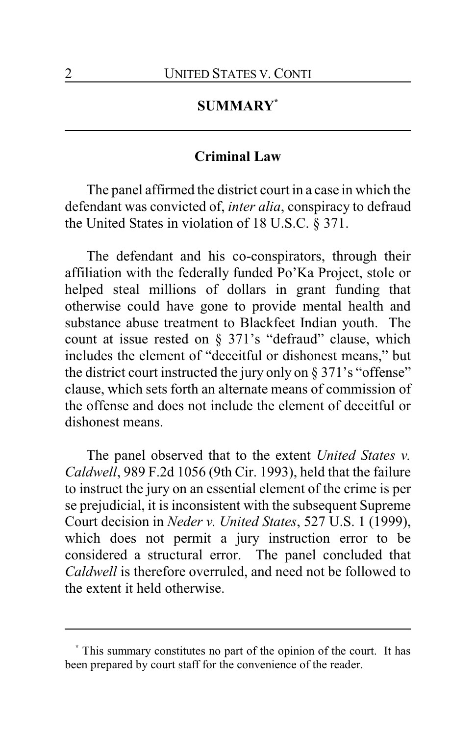## SUMMARY[*]

### Criminal Law

The panel affirmed the district court in a case in which the defendant was convicted of, *inter alia*, conspiracy to defraud the United States in violation of 18 U.S.C. § 371.

The defendant and his co-conspirators, through their affiliation with the federally funded Po'Ka Project, stole or helped steal millions of dollars in grant funding that otherwise could have gone to provide mental health and substance abuse treatment to Blackfeet Indian youth. The count at issue rested on § 371's "defraud" clause, which includes the element of "deceitful or dishonest means," but the district court instructed the jury only on § 371's "offense" clause, which sets forth an alternate means of commission of the offense and does not include the element of deceitful or dishonest means.

The panel observed that to the extent *United States v. Caldwell*, 989 F.2d 1056 (9th Cir. 1993), held that the failure to instruct the jury on an essential element of the crime is per se prejudicial, it is inconsistent with the subsequent Supreme Court decision in *Neder v. United States*, 527 U.S. 1 (1999), which does not permit a jury instruction error to be considered a structural error. The panel concluded that *Caldwell* is therefore overruled, and need not be followed to the extent it held otherwise.

---

[*] This summary constitutes no part of the opinion of the court. It has been prepared by court staff for the convenience of the reader.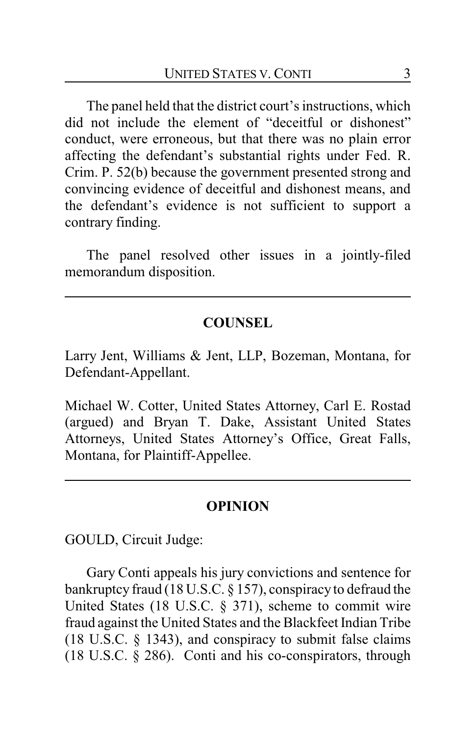The panel held that the district court's instructions, which did not include the element of "deceitful or dishonest" conduct, were erroneous, but that there was no plain error affecting the defendant's substantial rights under Fed. R. Crim. P. 52(b) because the government presented strong and convincing evidence of deceitful and dishonest means, and the defendant's evidence is not sufficient to support a contrary finding.

The panel resolved other issues in a jointly-filed memorandum disposition.

---

## COUNSEL

Larry Jent, Williams & Jent, LLP, Bozeman, Montana, for Defendant-Appellant.

Michael W. Cotter, United States Attorney, Carl E. Rostad (argued) and Bryan T. Dake, Assistant United States Attorneys, United States Attorney's Office, Great Falls, Montana, for Plaintiff-Appellee.

---

## OPINION

GOULD, Circuit Judge:

Gary Conti appeals his jury convictions and sentence for bankruptcy fraud (18 U.S.C. § 157), conspiracy to defraud the United States (18 U.S.C. § 371), scheme to commit wire fraud against the United States and the Blackfeet Indian Tribe (18 U.S.C. § 1343), and conspiracy to submit false claims (18 U.S.C. § 286). Conti and his co-conspirators, through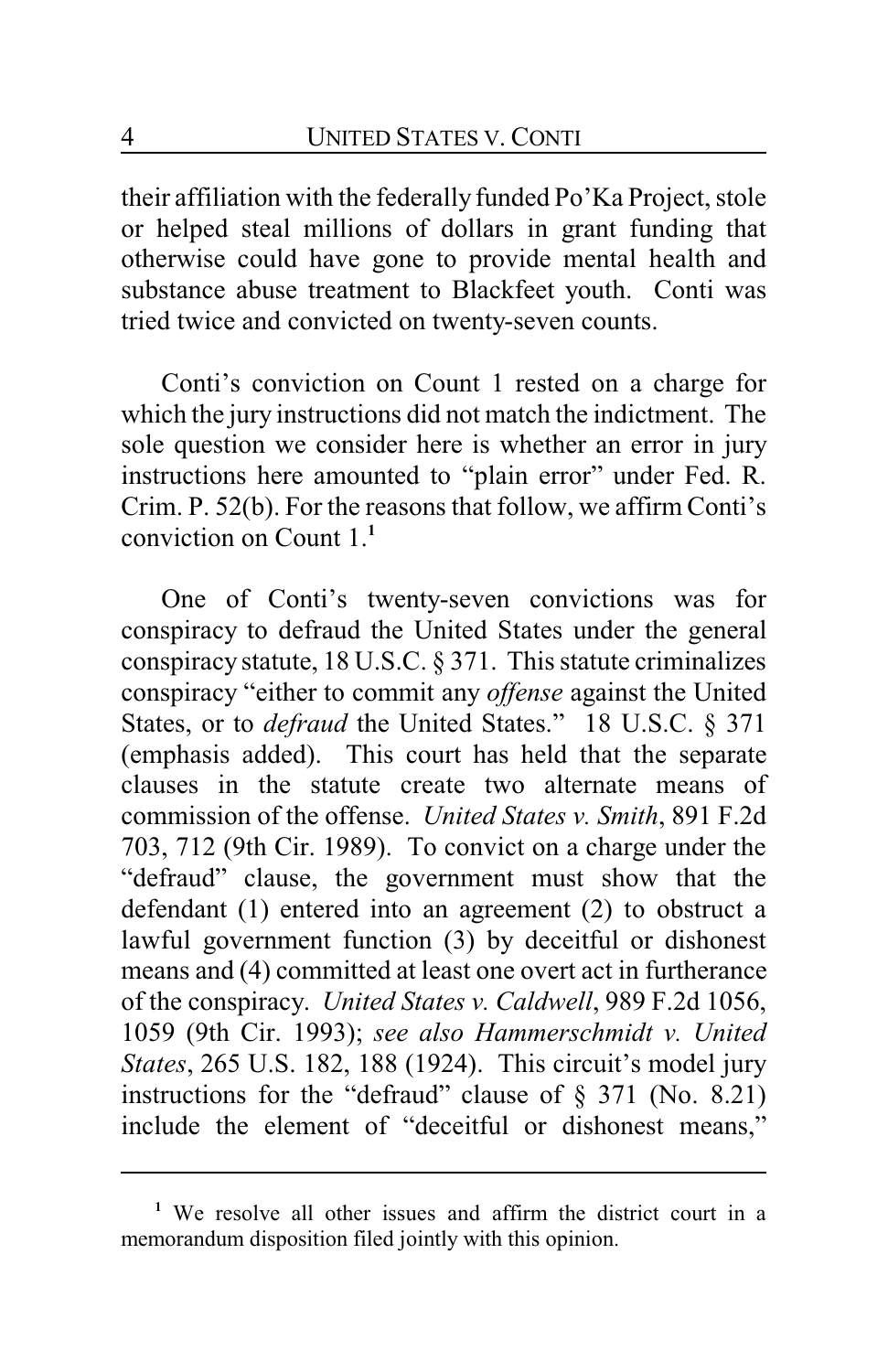their affiliation with the federally funded Po'Ka Project, stole or helped steal millions of dollars in grant funding that otherwise could have gone to provide mental health and substance abuse treatment to Blackfeet youth. Conti was tried twice and convicted on twenty-seven counts.

Conti's conviction on Count 1 rested on a charge for which the jury instructions did not match the indictment. The sole question we consider here is whether an error in jury instructions here amounted to "plain error" under Fed. R. Crim. P. 52(b). For the reasons that follow, we affirm Conti's conviction on Count 1.[1]

One of Conti's twenty-seven convictions was for conspiracy to defraud the United States under the general conspiracy statute, 18 U.S.C. § 371. This statute criminalizes conspiracy "either to commit any *offense* against the United States, or to *defraud* the United States." 18 U.S.C. § 371 (emphasis added). This court has held that the separate clauses in the statute create two alternate means of commission of the offense. *United States v. Smith*, 891 F.2d 703, 712 (9th Cir. 1989). To convict on a charge under the "defraud" clause, the government must show that the defendant (1) entered into an agreement (2) to obstruct a lawful government function (3) by deceitful or dishonest means and (4) committed at least one overt act in furtherance of the conspiracy. *United States v. Caldwell*, 989 F.2d 1056, 1059 (9th Cir. 1993); *see also Hammerschmidt v. United States*, 265 U.S. 182, 188 (1924). This circuit's model jury instructions for the "defraud" clause of § 371 (No. 8.21) include the element of "deceitful or dishonest means,"

[1] We resolve all other issues and affirm the district court in a memorandum disposition filed jointly with this opinion.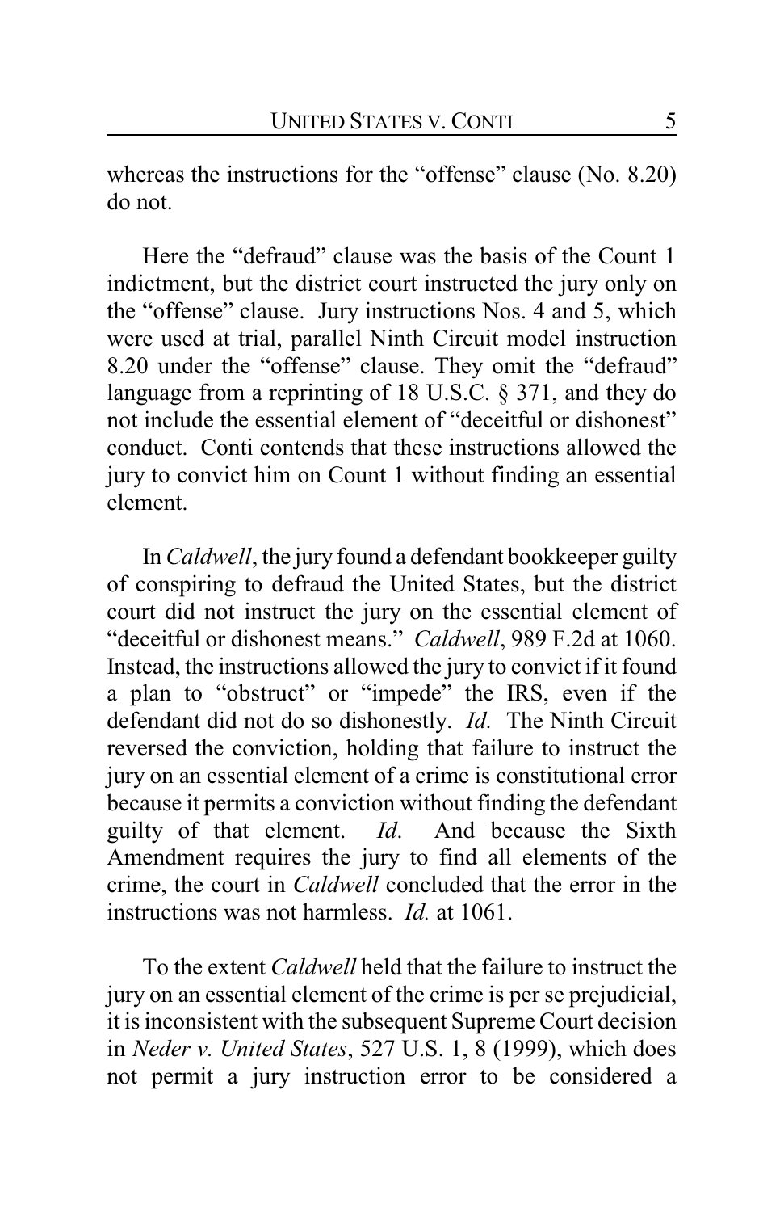whereas the instructions for the "offense" clause (No. 8.20) do not.

Here the "defraud" clause was the basis of the Count 1 indictment, but the district court instructed the jury only on the "offense" clause. Jury instructions Nos. 4 and 5, which were used at trial, parallel Ninth Circuit model instruction 8.20 under the "offense" clause. They omit the "defraud" language from a reprinting of 18 U.S.C. § 371, and they do not include the essential element of "deceitful or dishonest" conduct. Conti contends that these instructions allowed the jury to convict him on Count 1 without finding an essential element.

In *Caldwell*, the jury found a defendant bookkeeper guilty of conspiring to defraud the United States, but the district court did not instruct the jury on the essential element of "deceitful or dishonest means." *Caldwell*, 989 F.2d at 1060. Instead, the instructions allowed the jury to convict if it found a plan to "obstruct" or "impede" the IRS, even if the defendant did not do so dishonestly. *Id.* The Ninth Circuit reversed the conviction, holding that failure to instruct the jury on an essential element of a crime is constitutional error because it permits a conviction without finding the defendant guilty of that element. *Id*. And because the Sixth Amendment requires the jury to find all elements of the crime, the court in *Caldwell* concluded that the error in the instructions was not harmless. *Id.* at 1061.

To the extent *Caldwell* held that the failure to instruct the jury on an essential element of the crime is per se prejudicial, it is inconsistent with the subsequent Supreme Court decision in *Neder v. United States*, 527 U.S. 1, 8 (1999), which does not permit a jury instruction error to be considered a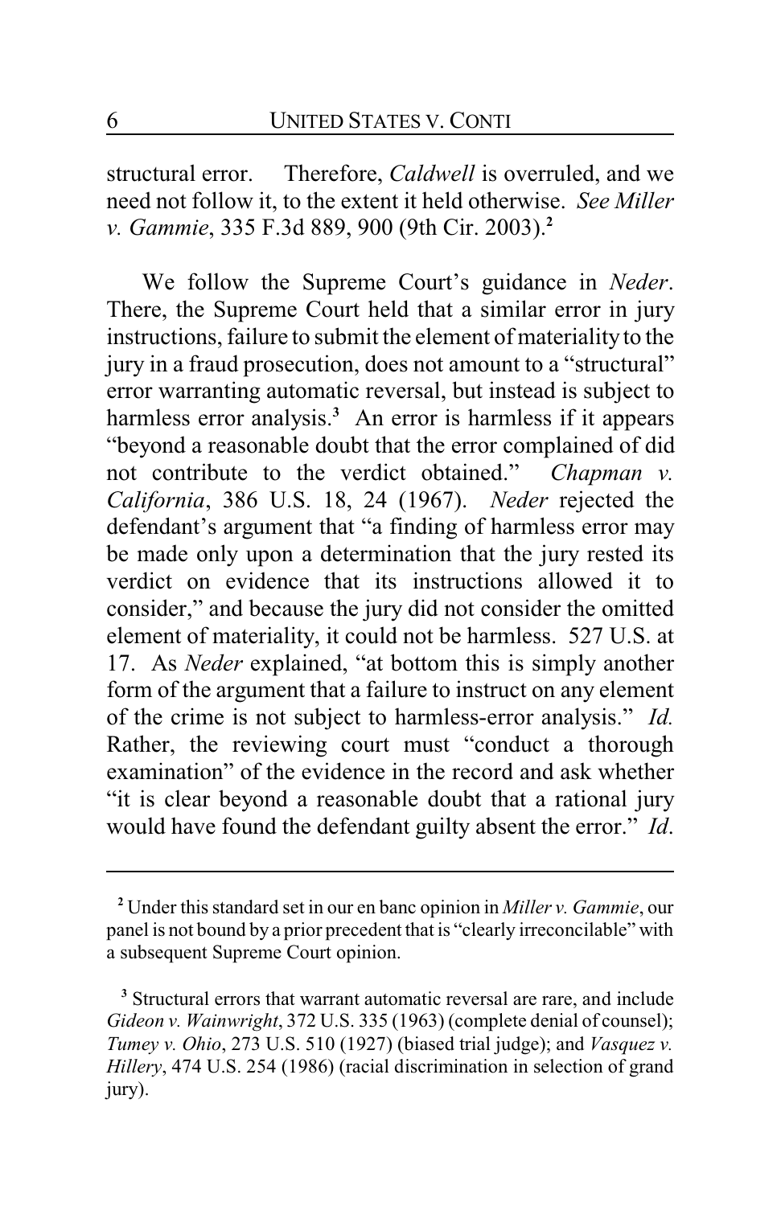structural error. Therefore, *Caldwell* is overruled, and we need not follow it, to the extent it held otherwise. *See Miller v. Gammie*, 335 F.3d 889, 900 (9th Cir. 2003).[2]

We follow the Supreme Court's guidance in *Neder*. There, the Supreme Court held that a similar error in jury instructions, failure to submit the element of materiality to the jury in a fraud prosecution, does not amount to a "structural" error warranting automatic reversal, but instead is subject to harmless error analysis.[3] An error is harmless if it appears "beyond a reasonable doubt that the error complained of did not contribute to the verdict obtained." *Chapman v. California*, 386 U.S. 18, 24 (1967). *Neder* rejected the defendant's argument that "a finding of harmless error may be made only upon a determination that the jury rested its verdict on evidence that its instructions allowed it to consider," and because the jury did not consider the omitted element of materiality, it could not be harmless. 527 U.S. at 17. As *Neder* explained, "at bottom this is simply another form of the argument that a failure to instruct on any element of the crime is not subject to harmless-error analysis." *Id.* Rather, the reviewing court must "conduct a thorough examination" of the evidence in the record and ask whether "it is clear beyond a reasonable doubt that a rational jury would have found the defendant guilty absent the error." *Id*.

---

[2] Under this standard set in our en banc opinion in *Miller v. Gammie*, our panel is not bound by a prior precedent that is "clearly irreconcilable" with a subsequent Supreme Court opinion.

[3] Structural errors that warrant automatic reversal are rare, and include *Gideon v. Wainwright*, 372 U.S. 335 (1963) (complete denial of counsel); *Tumey v. Ohio*, 273 U.S. 510 (1927) (biased trial judge); and *Vasquez v. Hillery*, 474 U.S. 254 (1986) (racial discrimination in selection of grand jury).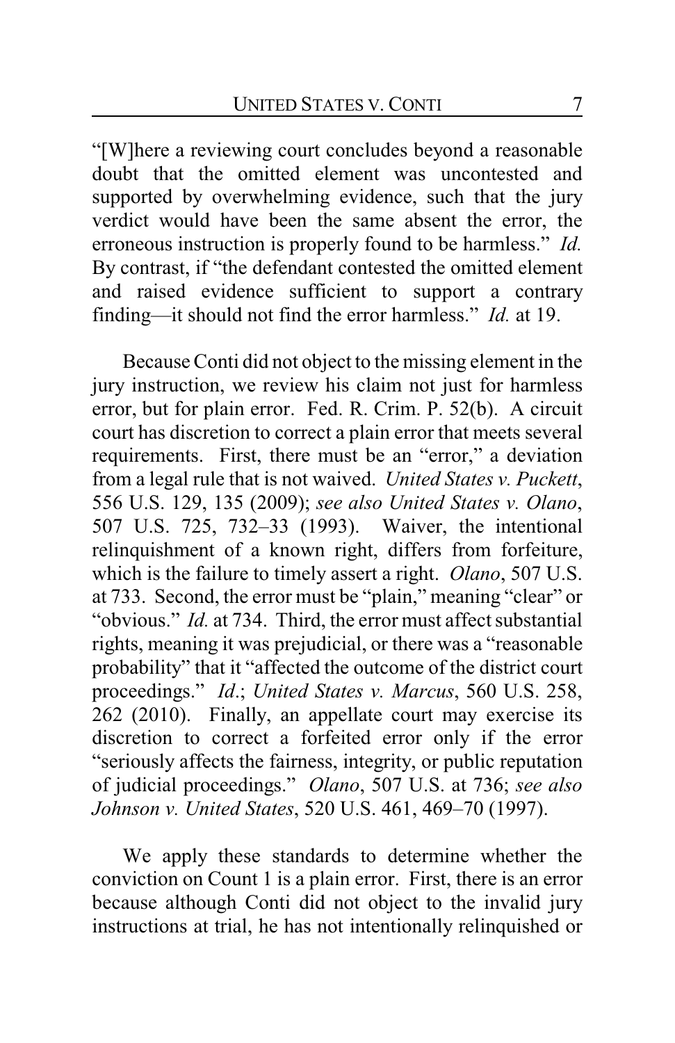"[W]here a reviewing court concludes beyond a reasonable doubt that the omitted element was uncontested and supported by overwhelming evidence, such that the jury verdict would have been the same absent the error, the erroneous instruction is properly found to be harmless." *Id.* By contrast, if "the defendant contested the omitted element and raised evidence sufficient to support a contrary finding—it should not find the error harmless." *Id.* at 19.

Because Conti did not object to the missing element in the jury instruction, we review his claim not just for harmless error, but for plain error. Fed. R. Crim. P. 52(b). A circuit court has discretion to correct a plain error that meets several requirements. First, there must be an "error," a deviation from a legal rule that is not waived. *United States v. Puckett*, 556 U.S. 129, 135 (2009); *see also United States v. Olano*, 507 U.S. 725, 732–33 (1993). Waiver, the intentional relinquishment of a known right, differs from forfeiture, which is the failure to timely assert a right. *Olano*, 507 U.S. at 733. Second, the error must be "plain," meaning "clear" or "obvious." *Id.* at 734. Third, the error must affect substantial rights, meaning it was prejudicial, or there was a "reasonable probability" that it "affected the outcome of the district court proceedings." *Id.*; *United States v. Marcus*, 560 U.S. 258, 262 (2010). Finally, an appellate court may exercise its discretion to correct a forfeited error only if the error "seriously affects the fairness, integrity, or public reputation of judicial proceedings." *Olano*, 507 U.S. at 736; *see also Johnson v. United States*, 520 U.S. 461, 469–70 (1997).

We apply these standards to determine whether the conviction on Count 1 is a plain error. First, there is an error because although Conti did not object to the invalid jury instructions at trial, he has not intentionally relinquished or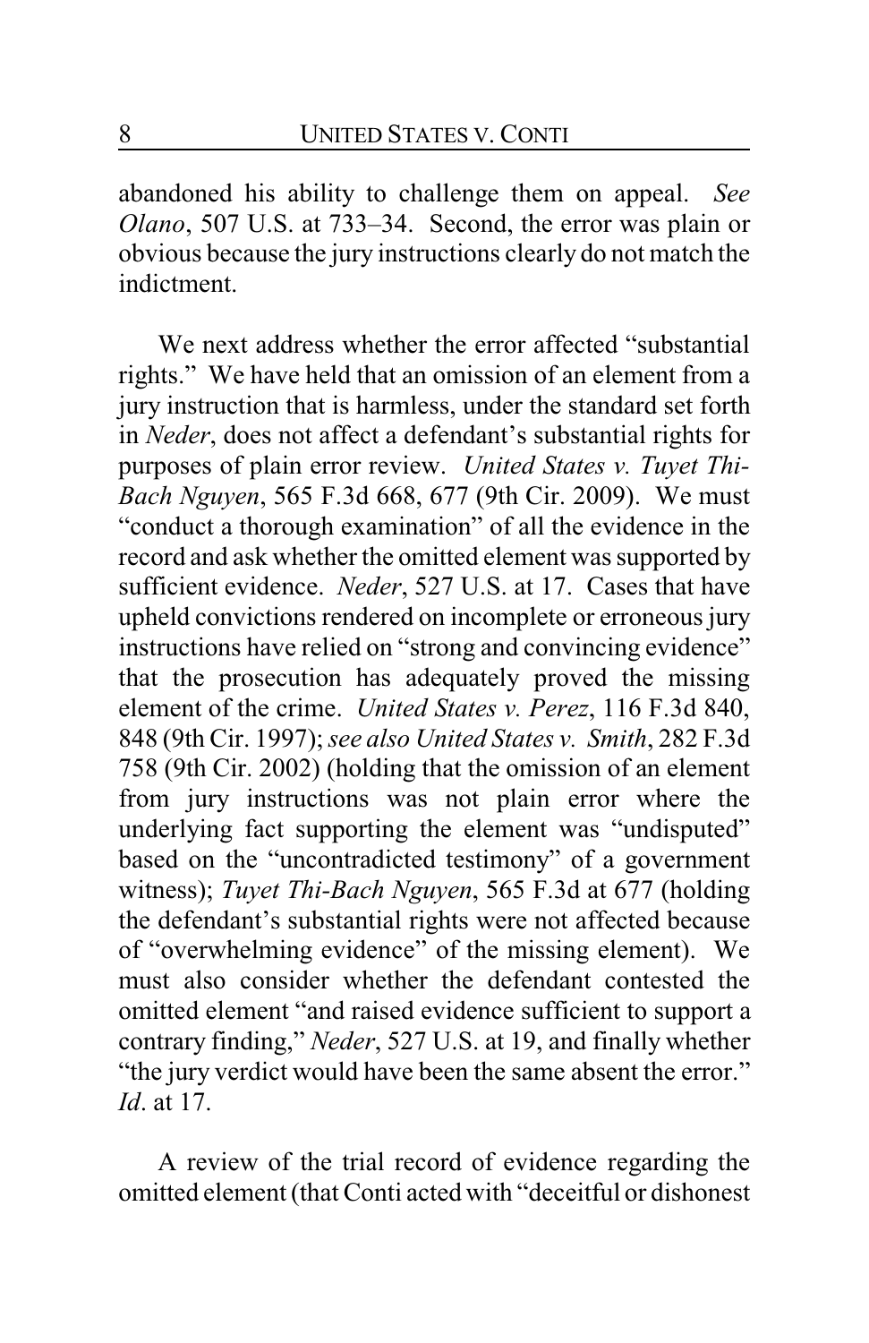abandoned his ability to challenge them on appeal. *See Olano*, 507 U.S. at 733–34. Second, the error was plain or obvious because the jury instructions clearly do not match the indictment.

We next address whether the error affected "substantial rights." We have held that an omission of an element from a jury instruction that is harmless, under the standard set forth in *Neder*, does not affect a defendant's substantial rights for purposes of plain error review. *United States v. Tuyet Thi-Bach Nguyen*, 565 F.3d 668, 677 (9th Cir. 2009). We must "conduct a thorough examination" of all the evidence in the record and ask whether the omitted element was supported by sufficient evidence. *Neder*, 527 U.S. at 17. Cases that have upheld convictions rendered on incomplete or erroneous jury instructions have relied on "strong and convincing evidence" that the prosecution has adequately proved the missing element of the crime. *United States v. Perez*, 116 F.3d 840, 848 (9th Cir. 1997); *see also United States v. Smith*, 282 F.3d 758 (9th Cir. 2002) (holding that the omission of an element from jury instructions was not plain error where the underlying fact supporting the element was "undisputed" based on the "uncontradicted testimony" of a government witness); *Tuyet Thi-Bach Nguyen*, 565 F.3d at 677 (holding the defendant's substantial rights were not affected because of "overwhelming evidence" of the missing element). We must also consider whether the defendant contested the omitted element "and raised evidence sufficient to support a contrary finding," *Neder*, 527 U.S. at 19, and finally whether "the jury verdict would have been the same absent the error." *Id*. at 17.

A review of the trial record of evidence regarding the omitted element (that Conti acted with "deceitful or dishonest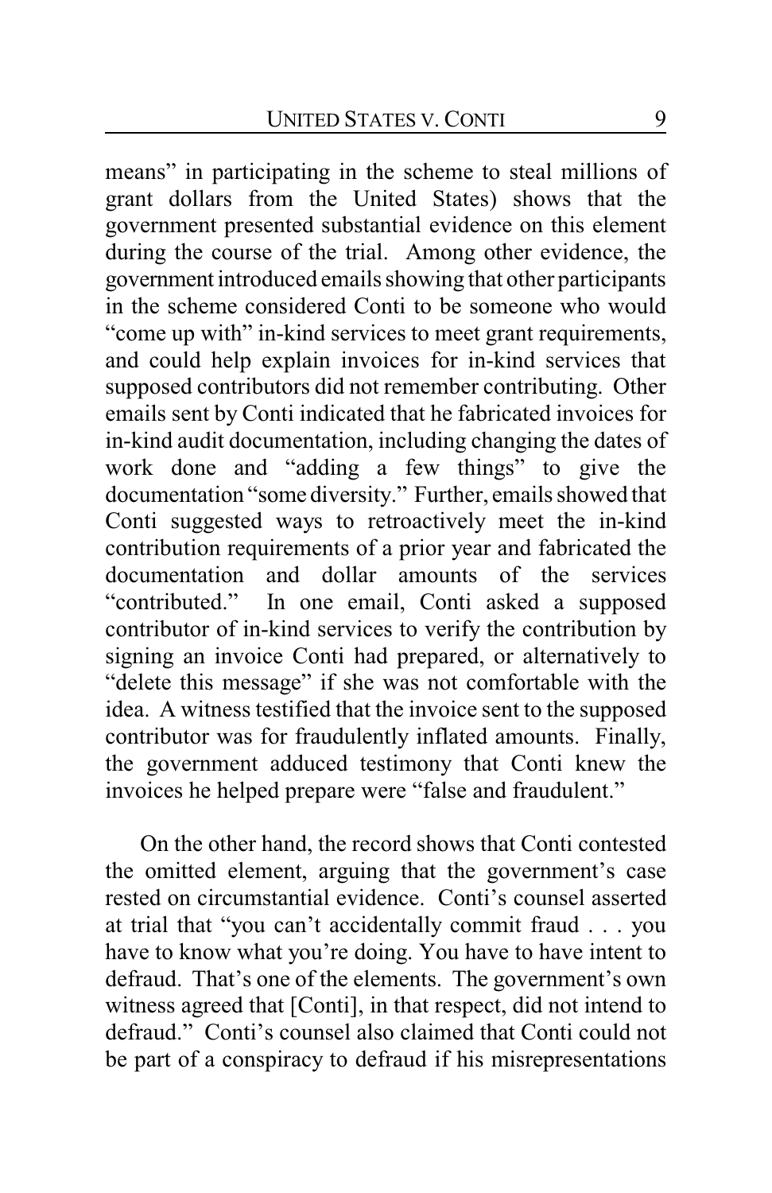means" in participating in the scheme to steal millions of grant dollars from the United States) shows that the government presented substantial evidence on this element during the course of the trial. Among other evidence, the government introduced emails showing that other participants in the scheme considered Conti to be someone who would "come up with" in-kind services to meet grant requirements, and could help explain invoices for in-kind services that supposed contributors did not remember contributing. Other emails sent by Conti indicated that he fabricated invoices for in-kind audit documentation, including changing the dates of work done and "adding a few things" to give the documentation "some diversity." Further, emails showed that Conti suggested ways to retroactively meet the in-kind contribution requirements of a prior year and fabricated the documentation and dollar amounts of the services "contributed." In one email, Conti asked a supposed contributor of in-kind services to verify the contribution by signing an invoice Conti had prepared, or alternatively to "delete this message" if she was not comfortable with the idea. A witness testified that the invoice sent to the supposed contributor was for fraudulently inflated amounts. Finally, the government adduced testimony that Conti knew the invoices he helped prepare were "false and fraudulent."

On the other hand, the record shows that Conti contested the omitted element, arguing that the government's case rested on circumstantial evidence. Conti's counsel asserted at trial that "you can't accidentally commit fraud . . . you have to know what you're doing. You have to have intent to defraud. That's one of the elements. The government's own witness agreed that [Conti], in that respect, did not intend to defraud." Conti's counsel also claimed that Conti could not be part of a conspiracy to defraud if his misrepresentations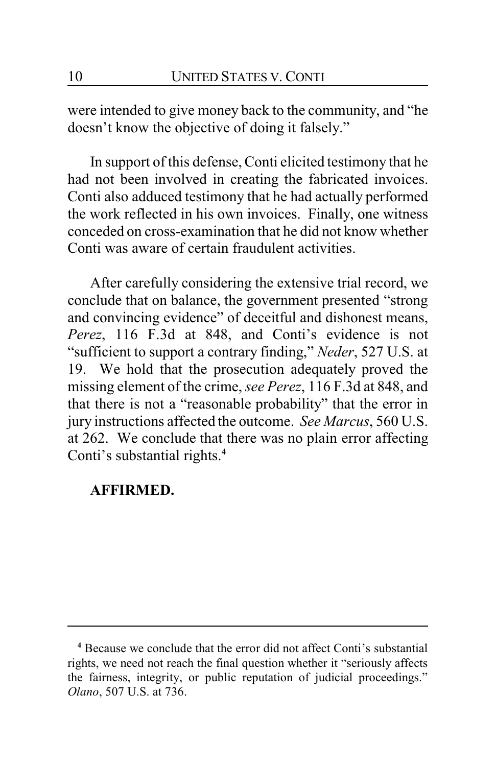were intended to give money back to the community, and "he doesn't know the objective of doing it falsely."

In support of this defense, Conti elicited testimony that he had not been involved in creating the fabricated invoices. Conti also adduced testimony that he had actually performed the work reflected in his own invoices. Finally, one witness conceded on cross-examination that he did not know whether Conti was aware of certain fraudulent activities.

After carefully considering the extensive trial record, we conclude that on balance, the government presented "strong and convincing evidence" of deceitful and dishonest means, *Perez*, 116 F.3d at 848, and Conti's evidence is not "sufficient to support a contrary finding," *Neder*, 527 U.S. at 19. We hold that the prosecution adequately proved the missing element of the crime, *see Perez*, 116 F.3d at 848, and that there is not a "reasonable probability" that the error in jury instructions affected the outcome. *See Marcus*, 560 U.S. at 262. We conclude that there was no plain error affecting Conti's substantial rights.[4]

**AFFIRMED.**

---

[4] Because we conclude that the error did not affect Conti's substantial rights, we need not reach the final question whether it "seriously affects the fairness, integrity, or public reputation of judicial proceedings." *Olano*, 507 U.S. at 736.